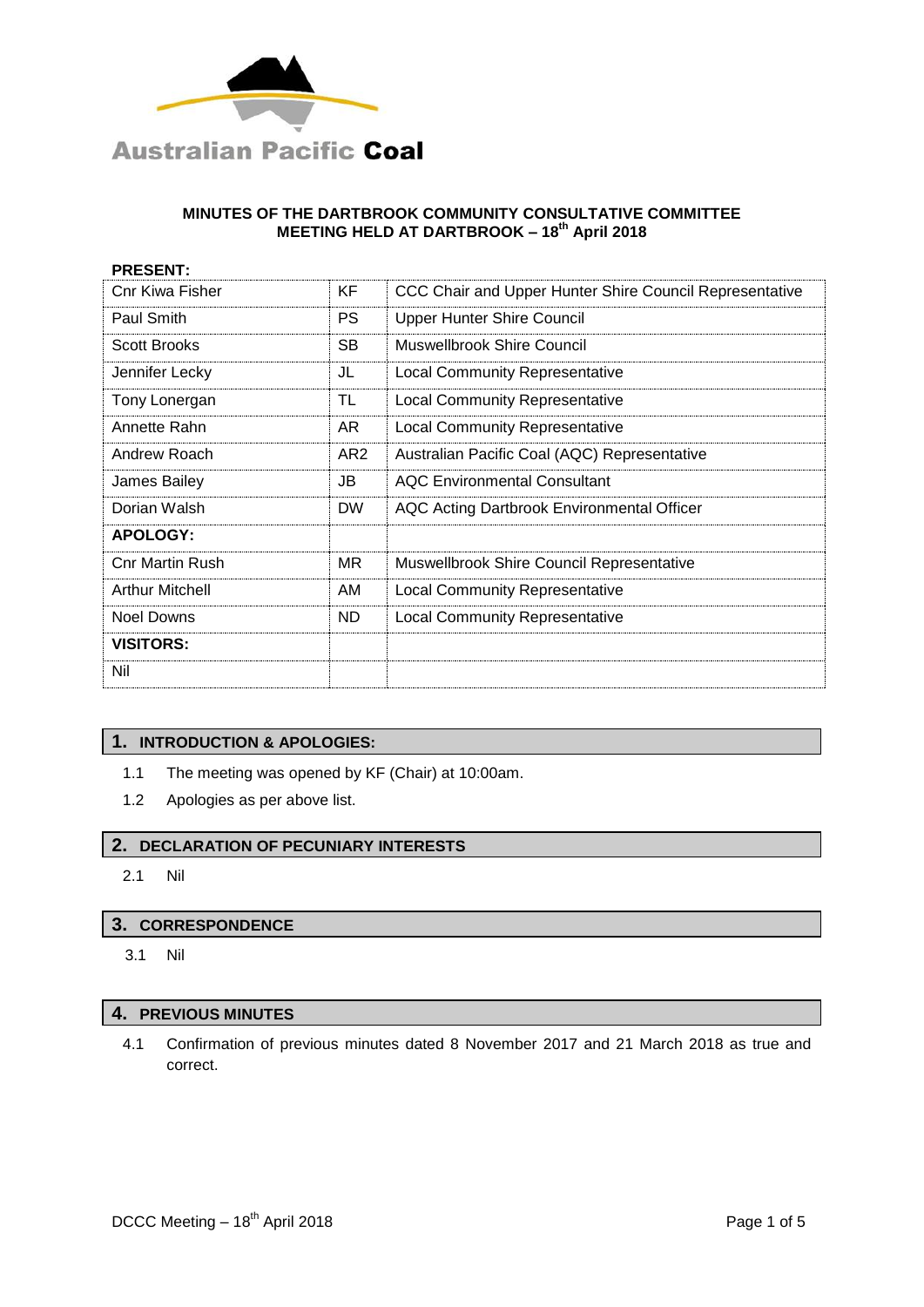Australian Pacific **Coal**

**MINUTES OF THE DARTBROOK COMMUNITY CONSULTATIVE COMMITTEE MEETING HELD AT DARTBROOK – 18th April 2018**

| **PRESENT:** | | |
|---|---|---|
| Cnr Kiwa Fisher | KF | CCC Chair and Upper Hunter Shire Council Representative |
| Paul Smith | PS | Upper Hunter Shire Council |
| Scott Brooks | SB | Muswellbrook Shire Council |
| Jennifer Lecky | JL | Local Community Representative |
| Tony Lonergan | TL | Local Community Representative |
| Annette Rahn | AR | Local Community Representative |
| Andrew Roach | AR2 | Australian Pacific Coal (AQC) Representative |
| James Bailey | JB | AQC Environmental Consultant |
| Dorian Walsh | DW | AQC Acting Dartbrook Environmental Officer |
| **APOLOGY:** | | |
| Cnr Martin Rush | MR | Muswellbrook Shire Council Representative |
| Arthur Mitchell | AM | Local Community Representative |
| Noel Downs | ND | Local Community Representative |
| **VISITORS:** | | |
| Nil | | |

## 1. INTRODUCTION & APOLOGIES:

1.1 The meeting was opened by KF (Chair) at 10:00am.

1.2 Apologies as per above list.

## 2. DECLARATION OF PECUNIARY INTERESTS

2.1 Nil

## 3. CORRESPONDENCE

3.1 Nil

## 4. PREVIOUS MINUTES

4.1 Confirmation of previous minutes dated 8 November 2017 and 21 March 2018 as true and correct.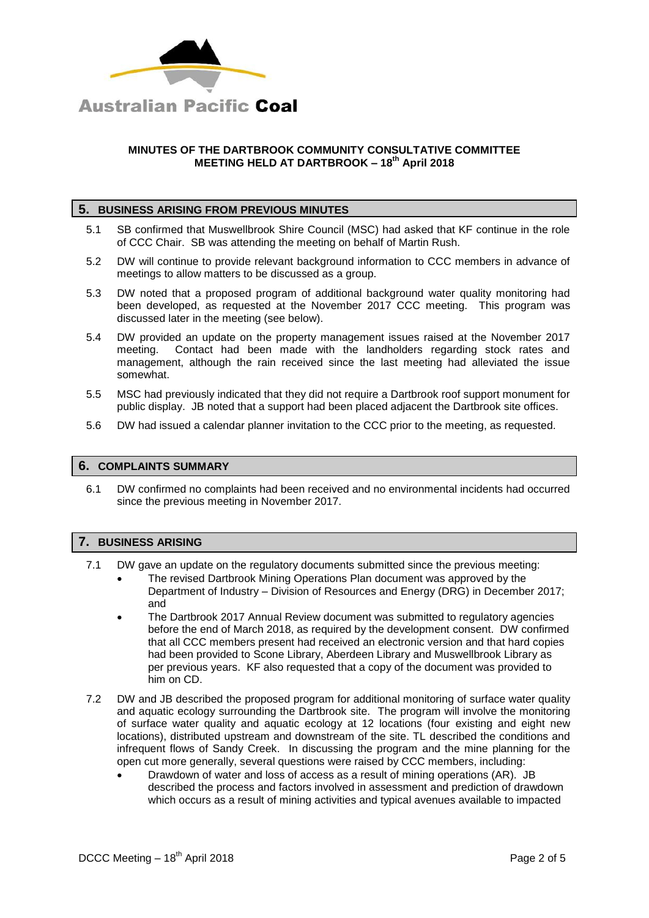Australian Pacific **Coal**

**MINUTES OF THE DARTBROOK COMMUNITY CONSULTATIVE COMMITTEE MEETING HELD AT DARTBROOK – 18th April 2018**

## 5. BUSINESS ARISING FROM PREVIOUS MINUTES

5.1 SB confirmed that Muswellbrook Shire Council (MSC) had asked that KF continue in the role of CCC Chair. SB was attending the meeting on behalf of Martin Rush.

5.2 DW will continue to provide relevant background information to CCC members in advance of meetings to allow matters to be discussed as a group.

5.3 DW noted that a proposed program of additional background water quality monitoring had been developed, as requested at the November 2017 CCC meeting. This program was discussed later in the meeting (see below).

5.4 DW provided an update on the property management issues raised at the November 2017 meeting. Contact had been made with the landholders regarding stock rates and management, although the rain received since the last meeting had alleviated the issue somewhat.

5.5 MSC had previously indicated that they did not require a Dartbrook roof support monument for public display. JB noted that a support had been placed adjacent the Dartbrook site offices.

5.6 DW had issued a calendar planner invitation to the CCC prior to the meeting, as requested.

## 6. COMPLAINTS SUMMARY

6.1 DW confirmed no complaints had been received and no environmental incidents had occurred since the previous meeting in November 2017.

## 7. BUSINESS ARISING

7.1 DW gave an update on the regulatory documents submitted since the previous meeting:

- The revised Dartbrook Mining Operations Plan document was approved by the Department of Industry – Division of Resources and Energy (DRG) in December 2017; and
- The Dartbrook 2017 Annual Review document was submitted to regulatory agencies before the end of March 2018, as required by the development consent. DW confirmed that all CCC members present had received an electronic version and that hard copies had been provided to Scone Library, Aberdeen Library and Muswellbrook Library as per previous years. KF also requested that a copy of the document was provided to him on CD.

7.2 DW and JB described the proposed program for additional monitoring of surface water quality and aquatic ecology surrounding the Dartbrook site. The program will involve the monitoring of surface water quality and aquatic ecology at 12 locations (four existing and eight new locations), distributed upstream and downstream of the site. TL described the conditions and infrequent flows of Sandy Creek. In discussing the program and the mine planning for the open cut more generally, several questions were raised by CCC members, including:

- Drawdown of water and loss of access as a result of mining operations (AR). JB described the process and factors involved in assessment and prediction of drawdown which occurs as a result of mining activities and typical avenues available to impacted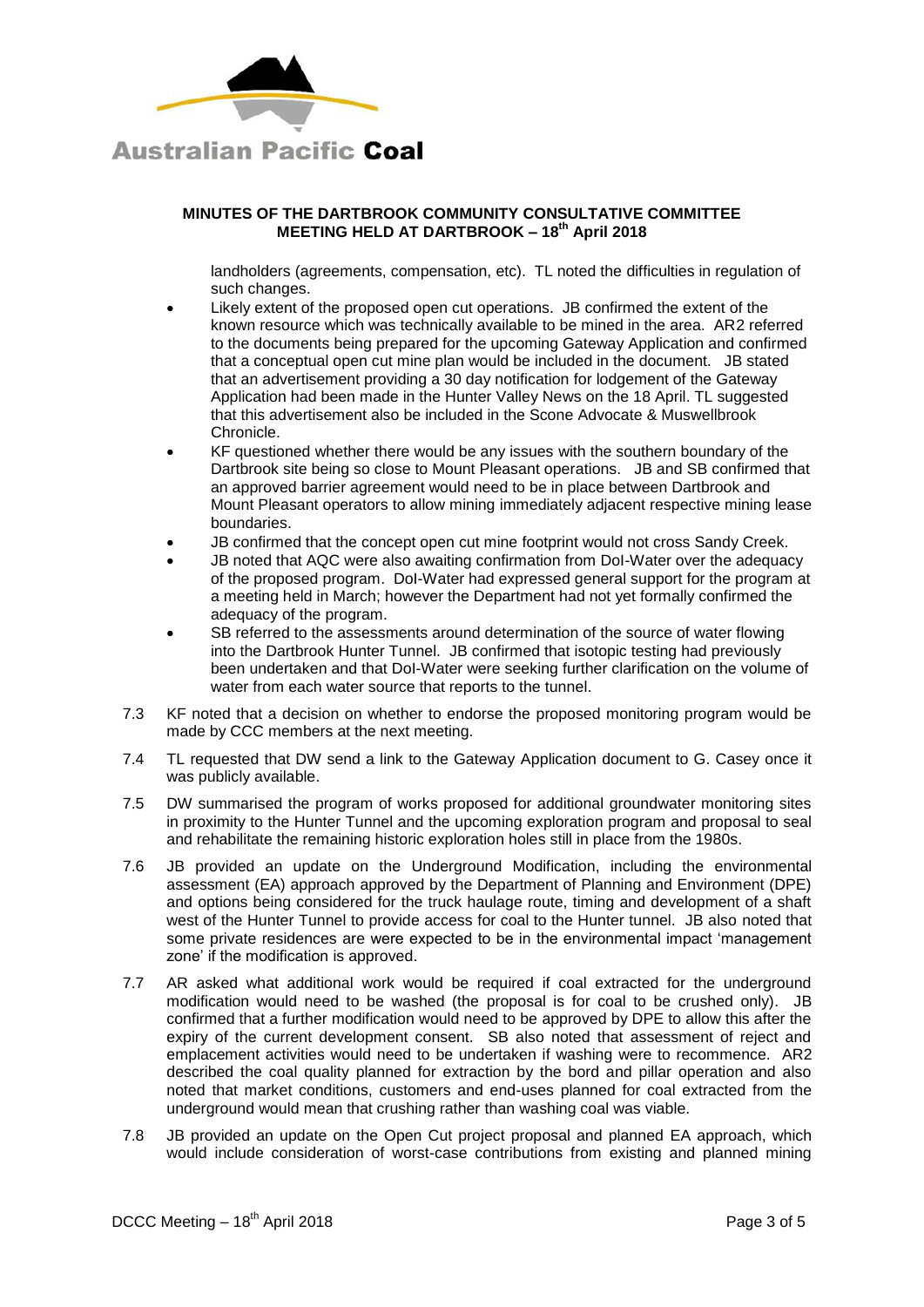landholders (agreements, compensation, etc). TL noted the difficulties in regulation of such changes.

- Likely extent of the proposed open cut operations. JB confirmed the extent of the known resource which was technically available to be mined in the area. AR2 referred to the documents being prepared for the upcoming Gateway Application and confirmed that a conceptual open cut mine plan would be included in the document. JB stated that an advertisement providing a 30 day notification for lodgement of the Gateway Application had been made in the Hunter Valley News on the 18 April. TL suggested that this advertisement also be included in the Scone Advocate & Muswellbrook Chronicle.
- KF questioned whether there would be any issues with the southern boundary of the Dartbrook site being so close to Mount Pleasant operations. JB and SB confirmed that an approved barrier agreement would need to be in place between Dartbrook and Mount Pleasant operators to allow mining immediately adjacent respective mining lease boundaries.
- JB confirmed that the concept open cut mine footprint would not cross Sandy Creek.
- JB noted that AQC were also awaiting confirmation from DoI-Water over the adequacy of the proposed program. DoI-Water had expressed general support for the program at a meeting held in March; however the Department had not yet formally confirmed the adequacy of the program.
- SB referred to the assessments around determination of the source of water flowing into the Dartbrook Hunter Tunnel. JB confirmed that isotopic testing had previously been undertaken and that DoI-Water were seeking further clarification on the volume of water from each water source that reports to the tunnel.

7.3 KF noted that a decision on whether to endorse the proposed monitoring program would be made by CCC members at the next meeting.

7.4 TL requested that DW send a link to the Gateway Application document to G. Casey once it was publicly available.

7.5 DW summarised the program of works proposed for additional groundwater monitoring sites in proximity to the Hunter Tunnel and the upcoming exploration program and proposal to seal and rehabilitate the remaining historic exploration holes still in place from the 1980s.

7.6 JB provided an update on the Underground Modification, including the environmental assessment (EA) approach approved by the Department of Planning and Environment (DPE) and options being considered for the truck haulage route, timing and development of a shaft west of the Hunter Tunnel to provide access for coal to the Hunter tunnel. JB also noted that some private residences are were expected to be in the environmental impact 'management zone' if the modification is approved.

7.7 AR asked what additional work would be required if coal extracted for the underground modification would need to be washed (the proposal is for coal to be crushed only). JB confirmed that a further modification would need to be approved by DPE to allow this after the expiry of the current development consent. SB also noted that assessment of reject and emplacement activities would need to be undertaken if washing were to recommence. AR2 described the coal quality planned for extraction by the bord and pillar operation and also noted that market conditions, customers and end-uses planned for coal extracted from the underground would mean that crushing rather than washing coal was viable.

7.8 JB provided an update on the Open Cut project proposal and planned EA approach, which would include consideration of worst-case contributions from existing and planned mining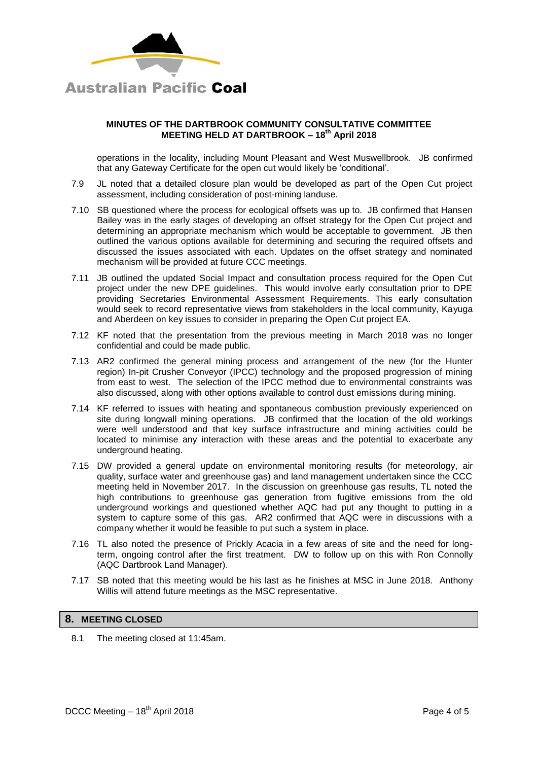operations in the locality, including Mount Pleasant and West Muswellbrook. JB confirmed that any Gateway Certificate for the open cut would likely be 'conditional'.

7.9 JL noted that a detailed closure plan would be developed as part of the Open Cut project assessment, including consideration of post-mining landuse.

7.10 SB questioned where the process for ecological offsets was up to. JB confirmed that Hansen Bailey was in the early stages of developing an offset strategy for the Open Cut project and determining an appropriate mechanism which would be acceptable to government. JB then outlined the various options available for determining and securing the required offsets and discussed the issues associated with each. Updates on the offset strategy and nominated mechanism will be provided at future CCC meetings.

7.11 JB outlined the updated Social Impact and consultation process required for the Open Cut project under the new DPE guidelines. This would involve early consultation prior to DPE providing Secretaries Environmental Assessment Requirements. This early consultation would seek to record representative views from stakeholders in the local community, Kayuga and Aberdeen on key issues to consider in preparing the Open Cut project EA.

7.12 KF noted that the presentation from the previous meeting in March 2018 was no longer confidential and could be made public.

7.13 AR2 confirmed the general mining process and arrangement of the new (for the Hunter region) In-pit Crusher Conveyor (IPCC) technology and the proposed progression of mining from east to west. The selection of the IPCC method due to environmental constraints was also discussed, along with other options available to control dust emissions during mining.

7.14 KF referred to issues with heating and spontaneous combustion previously experienced on site during longwall mining operations. JB confirmed that the location of the old workings were well understood and that key surface infrastructure and mining activities could be located to minimise any interaction with these areas and the potential to exacerbate any underground heating.

7.15 DW provided a general update on environmental monitoring results (for meteorology, air quality, surface water and greenhouse gas) and land management undertaken since the CCC meeting held in November 2017. In the discussion on greenhouse gas results, TL noted the high contributions to greenhouse gas generation from fugitive emissions from the old underground workings and questioned whether AQC had put any thought to putting in a system to capture some of this gas. AR2 confirmed that AQC were in discussions with a company whether it would be feasible to put such a system in place.

7.16 TL also noted the presence of Prickly Acacia in a few areas of site and the need for long-term, ongoing control after the first treatment. DW to follow up on this with Ron Connolly (AQC Dartbrook Land Manager).

7.17 SB noted that this meeting would be his last as he finishes at MSC in June 2018. Anthony Willis will attend future meetings as the MSC representative.

## 8. MEETING CLOSED

8.1 The meeting closed at 11:45am.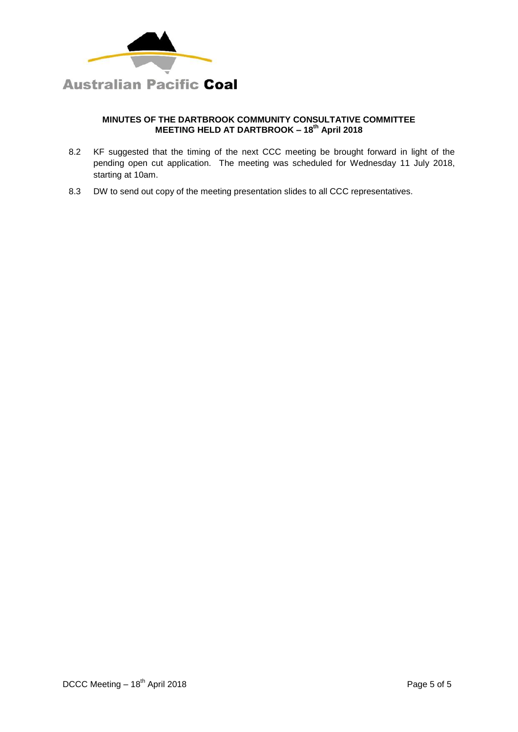**MINUTES OF THE DARTBROOK COMMUNITY CONSULTATIVE COMMITTEE MEETING HELD AT DARTBROOK – 18th April 2018**

8.2 KF suggested that the timing of the next CCC meeting be brought forward in light of the pending open cut application. The meeting was scheduled for Wednesday 11 July 2018, starting at 10am.

8.3 DW to send out copy of the meeting presentation slides to all CCC representatives.